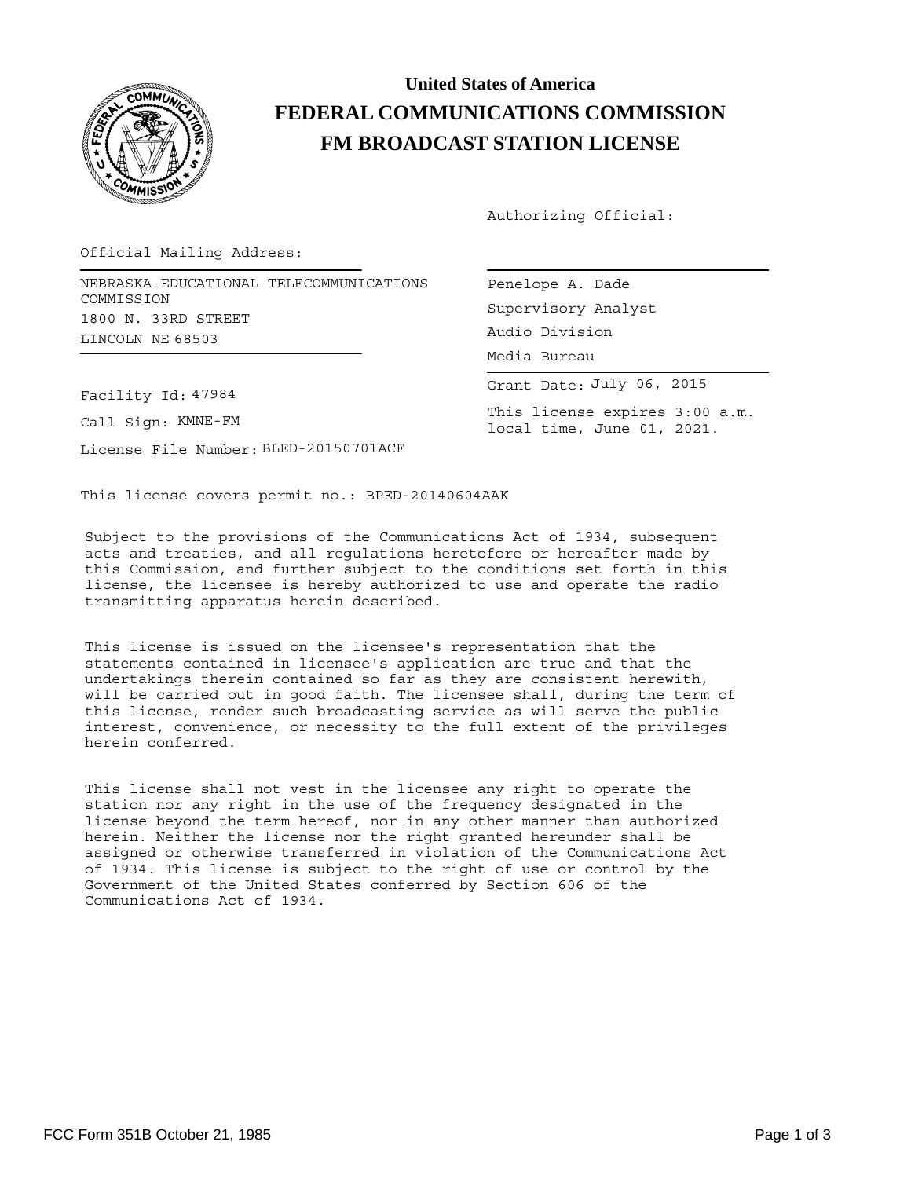# United States of America
# FEDERAL COMMUNICATIONS COMMISSION
# FM BROADCAST STATION LICENSE

Authorizing Official:

Official Mailing Address:

NEBRASKA EDUCATIONAL TELECOMMUNICATIONS COMMISSION
1800 N. 33RD STREET
LINCOLN NE 68503

Penelope A. Dade
Supervisory Analyst
Audio Division
Media Bureau

Grant Date: July 06, 2015

This license expires 3:00 a.m. local time, June 01, 2021.

Facility Id: 47984

Call Sign: KMNE-FM

License File Number: BLED-20150701ACF

This license covers permit no.: BPED-20140604AAK

Subject to the provisions of the Communications Act of 1934, subsequent acts and treaties, and all regulations heretofore or hereafter made by this Commission, and further subject to the conditions set forth in this license, the licensee is hereby authorized to use and operate the radio transmitting apparatus herein described.

This license is issued on the licensee's representation that the statements contained in licensee's application are true and that the undertakings therein contained so far as they are consistent herewith, will be carried out in good faith. The licensee shall, during the term of this license, render such broadcasting service as will serve the public interest, convenience, or necessity to the full extent of the privileges herein conferred.

This license shall not vest in the licensee any right to operate the station nor any right in the use of the frequency designated in the license beyond the term hereof, nor in any other manner than authorized herein. Neither the license nor the right granted hereunder shall be assigned or otherwise transferred in violation of the Communications Act of 1934. This license is subject to the right of use or control by the Government of the United States conferred by Section 606 of the Communications Act of 1934.

FCC Form 351B October 21, 1985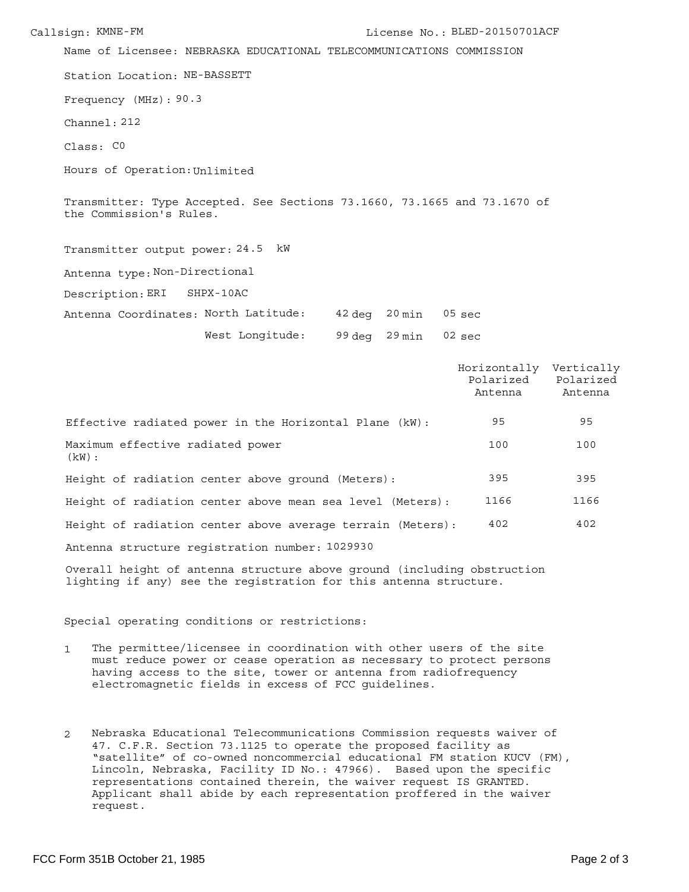Callsign: KMNE-FM License No.: BLED-20150701ACF

Name of Licensee: NEBRASKA EDUCATIONAL TELECOMMUNICATIONS COMMISSION

Station Location: NE-BASSETT

Frequency (MHz): 90.3

Channel: 212

Class: C0

Hours of Operation: Unlimited

Transmitter: Type Accepted. See Sections 73.1660, 73.1665 and 73.1670 of the Commission's Rules.

Transmitter output power: 24.5 kW

Antenna type: Non-Directional

Description: ERI SHPX-10AC

Antenna Coordinates: North Latitude: 42 deg 20 min 05 sec

West Longitude: 99 deg 29 min 02 sec

| | Horizontally Polarized Antenna | Vertically Polarized Antenna |
|---|---|---|
| Effective radiated power in the Horizontal Plane (kW): | 95 | 95 |
| Maximum effective radiated power (kW): | 100 | 100 |
| Height of radiation center above ground (Meters): | 395 | 395 |
| Height of radiation center above mean sea level (Meters): | 1166 | 1166 |
| Height of radiation center above average terrain (Meters): | 402 | 402 |

Antenna structure registration number: 1029930

Overall height of antenna structure above ground (including obstruction lighting if any) see the registration for this antenna structure.

Special operating conditions or restrictions:

1. The permittee/licensee in coordination with other users of the site must reduce power or cease operation as necessary to protect persons having access to the site, tower or antenna from radiofrequency electromagnetic fields in excess of FCC guidelines.

2. Nebraska Educational Telecommunications Commission requests waiver of 47. C.F.R. Section 73.1125 to operate the proposed facility as "satellite" of co-owned noncommercial educational FM station KUCV (FM), Lincoln, Nebraska, Facility ID No.: 47966). Based upon the specific representations contained therein, the waiver request IS GRANTED. Applicant shall abide by each representation proffered in the waiver request.

FCC Form 351B October 21, 1985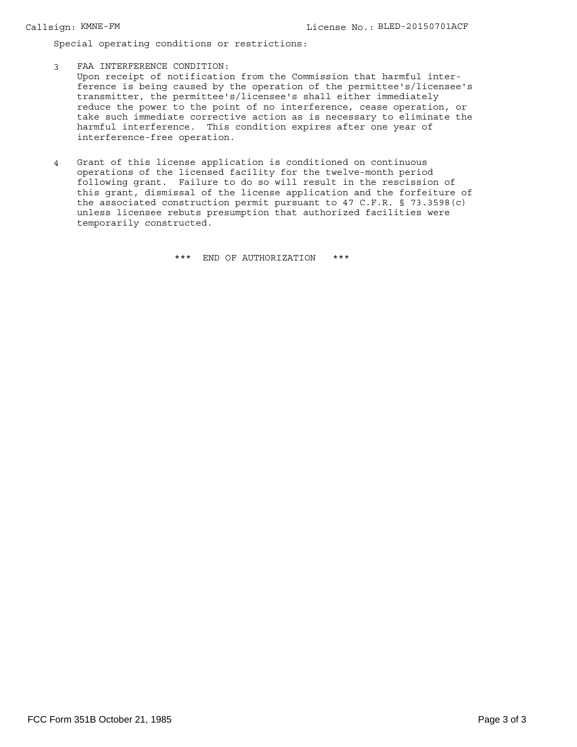Callsign: KMNE-FM License No.: BLED-20150701ACF

Special operating conditions or restrictions:

3 FAA INTERFERENCE CONDITION:
Upon receipt of notification from the Commission that harmful interference is being caused by the operation of the permittee's/licensee's transmitter, the permittee's/licensee's shall either immediately reduce the power to the point of no interference, cease operation, or take such immediate corrective action as is necessary to eliminate the harmful interference. This condition expires after one year of interference-free operation.

4 Grant of this license application is conditioned on continuous operations of the licensed facility for the twelve-month period following grant. Failure to do so will result in the rescission of this grant, dismissal of the license application and the forfeiture of the associated construction permit pursuant to 47 C.F.R. § 73.3598(c) unless licensee rebuts presumption that authorized facilities were temporarily constructed.

*** END OF AUTHORIZATION ***

FCC Form 351B October 21, 1985